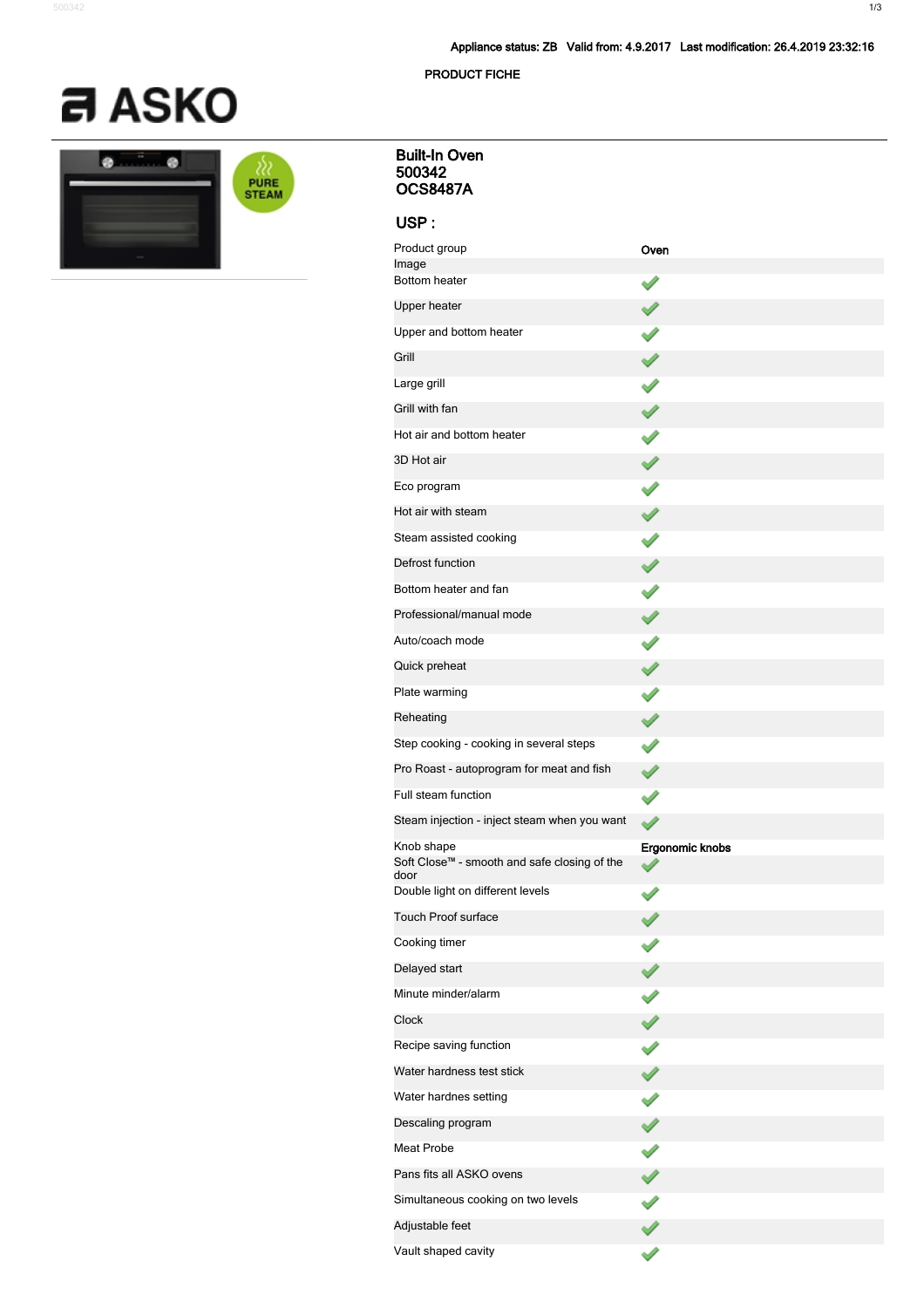Appliance status: ZB  Valid from: 4.9.2017  Last modification: 26.4.2019 23:32:16

PRODUCT FICHE

ASKO

PURE STEAM

# Built-In Oven
# 500342
# OCS8487A

## USP :

| Feature | Value |
|---|---|
| Product group | Oven |
| Image | |
| Bottom heater | ✓ |
| Upper heater | ✓ |
| Upper and bottom heater | ✓ |
| Grill | ✓ |
| Large grill | ✓ |
| Grill with fan | ✓ |
| Hot air and bottom heater | ✓ |
| 3D Hot air | ✓ |
| Eco program | ✓ |
| Hot air with steam | ✓ |
| Steam assisted cooking | ✓ |
| Defrost function | ✓ |
| Bottom heater and fan | ✓ |
| Professional/manual mode | ✓ |
| Auto/coach mode | ✓ |
| Quick preheat | ✓ |
| Plate warming | ✓ |
| Reheating | ✓ |
| Step cooking - cooking in several steps | ✓ |
| Pro Roast - autoprogram for meat and fish | ✓ |
| Full steam function | ✓ |
| Steam injection - inject steam when you want | ✓ |
| Knob shape | Ergonomic knobs |
| Soft Close™ - smooth and safe closing of the door | ✓ |
| Double light on different levels | ✓ |
| Touch Proof surface | ✓ |
| Cooking timer | ✓ |
| Delayed start | ✓ |
| Minute minder/alarm | ✓ |
| Clock | ✓ |
| Recipe saving function | ✓ |
| Water hardness test stick | ✓ |
| Water hardnes setting | ✓ |
| Descaling program | ✓ |
| Meat Probe | ✓ |
| Pans fits all ASKO ovens | ✓ |
| Simultaneous cooking on two levels | ✓ |
| Adjustable feet | ✓ |
| Vault shaped cavity | ✓ |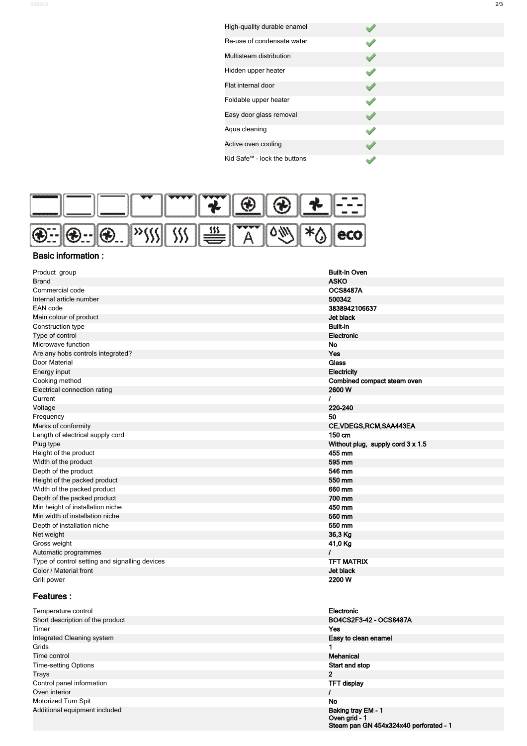| | |
|---|---|
| High-quality durable enamel | ✔ |
| Re-use of condensate water | ✔ |
| Multisteam distribution | ✔ |
| Hidden upper heater | ✔ |
| Flat internal door | ✔ |
| Foldable upper heater | ✔ |
| Easy door glass removal | ✔ |
| Aqua cleaning | ✔ |
| Active oven cooling | ✔ |
| Kid Safe™ - lock the buttons | ✔ |

## Basic information :

| | |
|---|---|
| Product group | Built-In Oven |
| Brand | ASKO |
| Commercial code | OCS8487A |
| Internal article number | 500342 |
| EAN code | 3838942106637 |
| Main colour of product | Jet black |
| Construction type | Built-in |
| Type of control | Electronic |
| Microwave function | No |
| Are any hobs controls integrated? | Yes |
| Door Material | Glass |
| Energy input | Electricity |
| Cooking method | Combined compact steam oven |
| Electrical connection rating | 2600 W |
| Current | / |
| Voltage | 220-240 |
| Frequency | 50 |
| Marks of conformity | CE,VDEGS,RCM,SAA443EA |
| Length of electrical supply cord | 150 cm |
| Plug type | Without plug, supply cord 3 x 1.5 |
| Height of the product | 455 mm |
| Width of the product | 595 mm |
| Depth of the product | 546 mm |
| Height of the packed product | 550 mm |
| Width of the packed product | 660 mm |
| Depth of the packed product | 700 mm |
| Min height of installation niche | 450 mm |
| Min width of installation niche | 560 mm |
| Depth of installation niche | 550 mm |
| Net weight | 36,3 Kg |
| Gross weight | 41,0 Kg |
| Automatic programmes | / |
| Type of control setting and signalling devices | TFT MATRIX |
| Color / Material front | Jet black |
| Grill power | 2200 W |

## Features :

| | |
|---|---|
| Temperature control | Electronic |
| Short description of the product | BO4CS2F3-42 - OCS8487A |
| Timer | Yes |
| Integrated Cleaning system | Easy to clean enamel |
| Grids | 1 |
| Time control | Mehanical |
| Time-setting Options | Start and stop |
| Trays | 2 |
| Control panel information | TFT display |
| Oven interior | / |
| Motorized Turn Spit | No |
| Additional equipment included | Baking tray EM - 1<br>Oven grid - 1<br>Steam pan GN 454x324x40 perforated - 1 |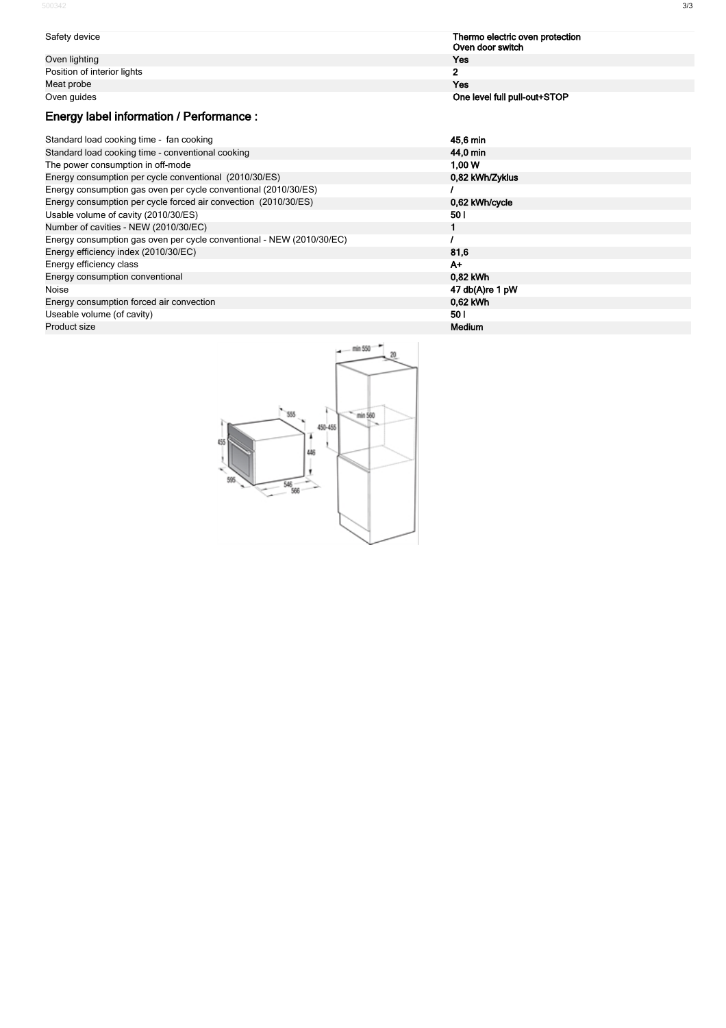| | |
|---|---|
| Safety device | **Thermo electric oven protection Oven door switch** |
| Oven lighting | **Yes** |
| Position of interior lights | **2** |
| Meat probe | **Yes** |
| Oven guides | **One level full pull-out+STOP** |

## Energy label information / Performance :

| | |
|---|---|
| Standard load cooking time - fan cooking | **45,6 min** |
| Standard load cooking time - conventional cooking | **44,0 min** |
| The power consumption in off-mode | **1,00 W** |
| Energy consumption per cycle conventional (2010/30/ES) | **0,82 kWh/Zyklus** |
| Energy consumption gas oven per cycle conventional (2010/30/ES) | **/** |
| Energy consumption per cycle forced air convection (2010/30/ES) | **0,62 kWh/cycle** |
| Usable volume of cavity (2010/30/ES) | **50 l** |
| Number of cavities - NEW (2010/30/EC) | **1** |
| Energy consumption gas oven per cycle conventional - NEW (2010/30/EC) | **/** |
| Energy efficiency index (2010/30/EC) | **81,6** |
| Energy efficiency class | **A+** |
| Energy consumption conventional | **0,82 kWh** |
| Noise | **47 db(A)re 1 pW** |
| Energy consumption forced air convection | **0,62 kWh** |
| Useable volume (of cavity) | **50 l** |
| Product size | **Medium** |

min 550
20
555
min 560
450-455
455
446
595
546
566